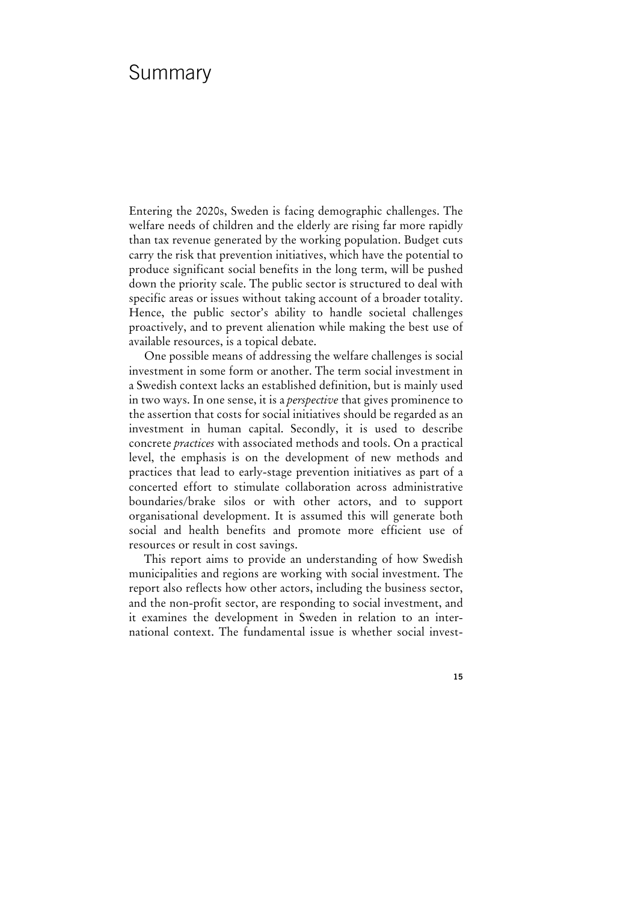# Summary

Entering the 2020s, Sweden is facing demographic challenges. The welfare needs of children and the elderly are rising far more rapidly than tax revenue generated by the working population. Budget cuts carry the risk that prevention initiatives, which have the potential to produce significant social benefits in the long term, will be pushed down the priority scale. The public sector is structured to deal with specific areas or issues without taking account of a broader totality. Hence, the public sector's ability to handle societal challenges proactively, and to prevent alienation while making the best use of available resources, is a topical debate.

One possible means of addressing the welfare challenges is social investment in some form or another. The term social investment in a Swedish context lacks an established definition, but is mainly used in two ways. In one sense, it is a *perspective* that gives prominence to the assertion that costs for social initiatives should be regarded as an investment in human capital. Secondly, it is used to describe concrete *practices* with associated methods and tools. On a practical level, the emphasis is on the development of new methods and practices that lead to early-stage prevention initiatives as part of a concerted effort to stimulate collaboration across administrative boundaries/brake silos or with other actors, and to support organisational development. It is assumed this will generate both social and health benefits and promote more efficient use of resources or result in cost savings.

This report aims to provide an understanding of how Swedish municipalities and regions are working with social investment. The report also reflects how other actors, including the business sector, and the non-profit sector, are responding to social investment, and it examines the development in Sweden in relation to an international context. The fundamental issue is whether social invest-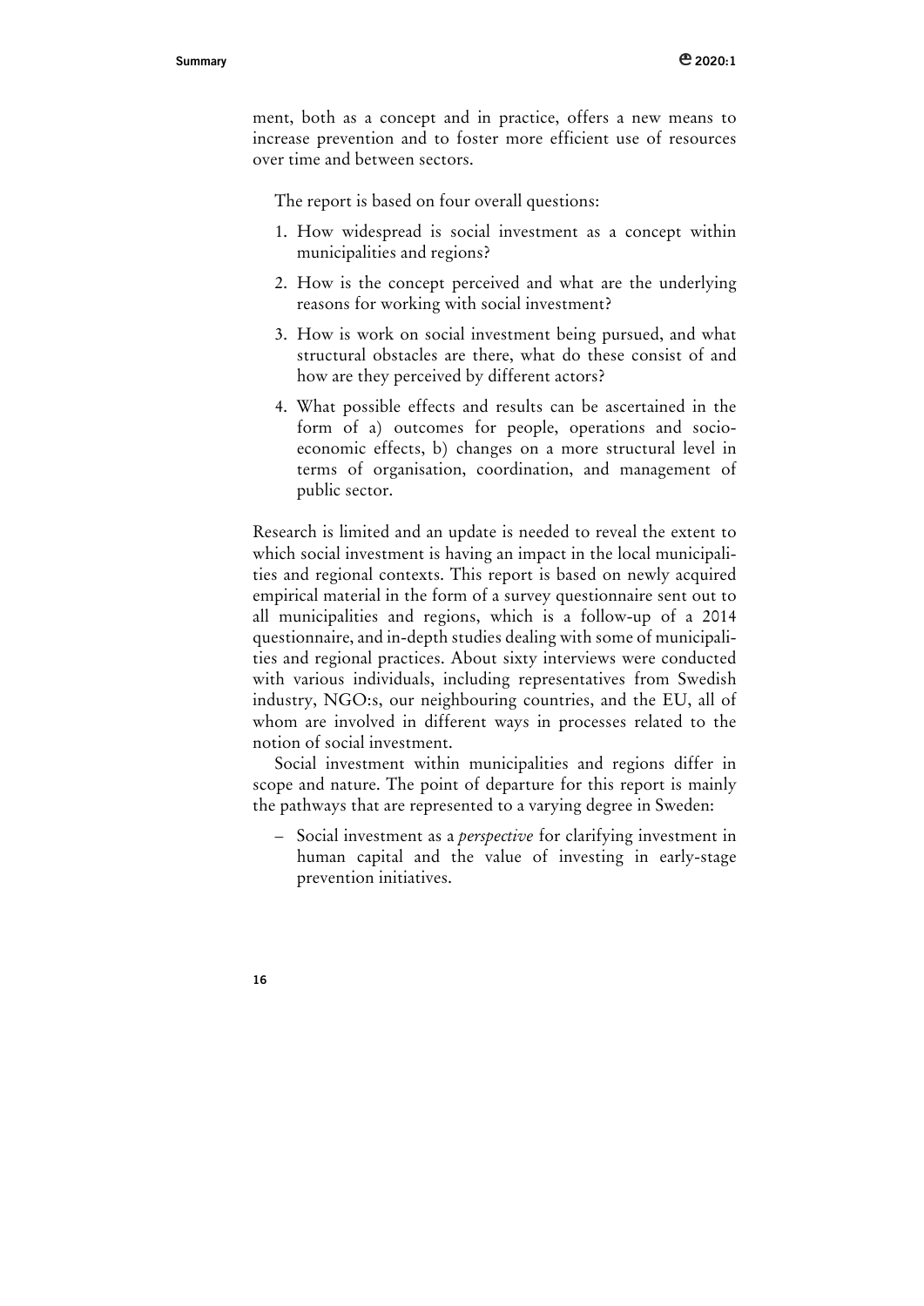ment, both as a concept and in practice, offers a new means to increase prevention and to foster more efficient use of resources over time and between sectors.

The report is based on four overall questions:

1. How widespread is social investment as a concept within municipalities and regions?
2. How is the concept perceived and what are the underlying reasons for working with social investment?
3. How is work on social investment being pursued, and what structural obstacles are there, what do these consist of and how are they perceived by different actors?
4. What possible effects and results can be ascertained in the form of a) outcomes for people, operations and socio-economic effects, b) changes on a more structural level in terms of organisation, coordination, and management of public sector.

Research is limited and an update is needed to reveal the extent to which social investment is having an impact in the local municipalities and regional contexts. This report is based on newly acquired empirical material in the form of a survey questionnaire sent out to all municipalities and regions, which is a follow-up of a 2014 questionnaire, and in-depth studies dealing with some of municipalities and regional practices. About sixty interviews were conducted with various individuals, including representatives from Swedish industry, NGO:s, our neighbouring countries, and the EU, all of whom are involved in different ways in processes related to the notion of social investment.

Social investment within municipalities and regions differ in scope and nature. The point of departure for this report is mainly the pathways that are represented to a varying degree in Sweden:

– Social investment as a *perspective* for clarifying investment in human capital and the value of investing in early-stage prevention initiatives.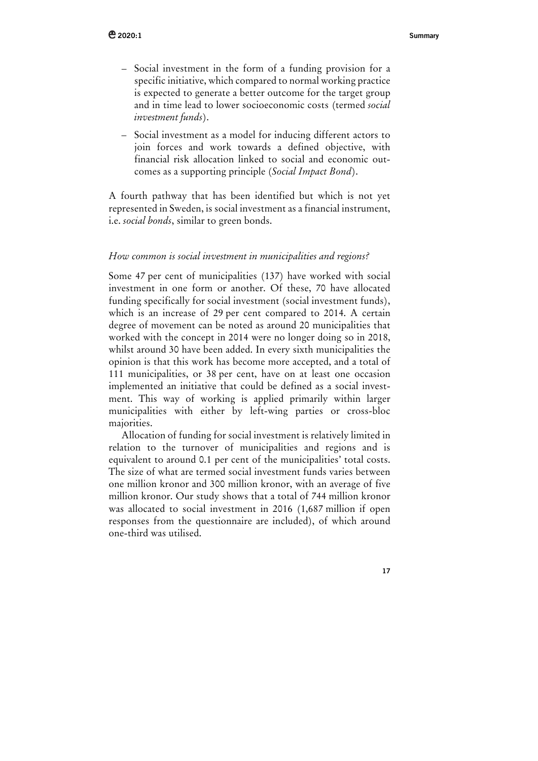- Social investment in the form of a funding provision for a specific initiative, which compared to normal working practice is expected to generate a better outcome for the target group and in time lead to lower socioeconomic costs (termed *social investment funds*).
- Social investment as a model for inducing different actors to join forces and work towards a defined objective, with financial risk allocation linked to social and economic outcomes as a supporting principle (*Social Impact Bond*).

A fourth pathway that has been identified but which is not yet represented in Sweden, is social investment as a financial instrument, i.e. *social bonds*, similar to green bonds.

*How common is social investment in municipalities and regions?*

Some 47 per cent of municipalities (137) have worked with social investment in one form or another. Of these, 70 have allocated funding specifically for social investment (social investment funds), which is an increase of 29 per cent compared to 2014. A certain degree of movement can be noted as around 20 municipalities that worked with the concept in 2014 were no longer doing so in 2018, whilst around 30 have been added. In every sixth municipalities the opinion is that this work has become more accepted, and a total of 111 municipalities, or 38 per cent, have on at least one occasion implemented an initiative that could be defined as a social investment. This way of working is applied primarily within larger municipalities with either by left-wing parties or cross-bloc majorities.

Allocation of funding for social investment is relatively limited in relation to the turnover of municipalities and regions and is equivalent to around 0.1 per cent of the municipalities' total costs. The size of what are termed social investment funds varies between one million kronor and 300 million kronor, with an average of five million kronor. Our study shows that a total of 744 million kronor was allocated to social investment in 2016 (1,687 million if open responses from the questionnaire are included), of which around one-third was utilised.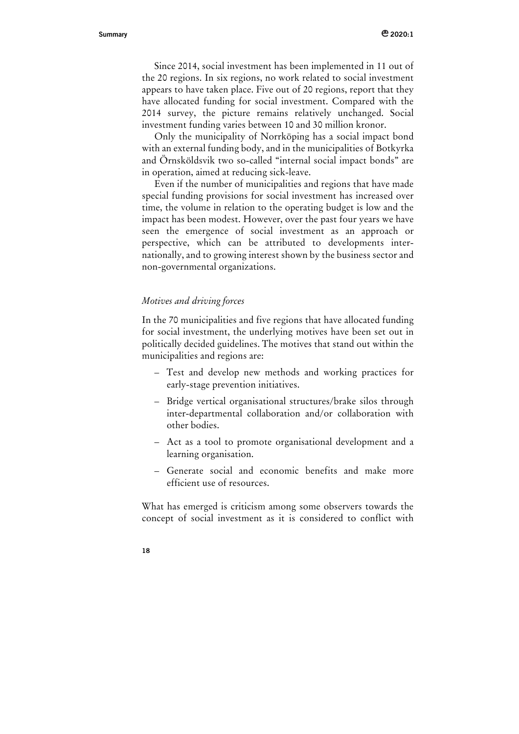Since 2014, social investment has been implemented in 11 out of the 20 regions. In six regions, no work related to social investment appears to have taken place. Five out of 20 regions, report that they have allocated funding for social investment. Compared with the 2014 survey, the picture remains relatively unchanged. Social investment funding varies between 10 and 30 million kronor.

Only the municipality of Norrköping has a social impact bond with an external funding body, and in the municipalities of Botkyrka and Örnsköldsvik two so-called "internal social impact bonds" are in operation, aimed at reducing sick-leave.

Even if the number of municipalities and regions that have made special funding provisions for social investment has increased over time, the volume in relation to the operating budget is low and the impact has been modest. However, over the past four years we have seen the emergence of social investment as an approach or perspective, which can be attributed to developments internationally, and to growing interest shown by the business sector and non-governmental organizations.

*Motives and driving forces*

In the 70 municipalities and five regions that have allocated funding for social investment, the underlying motives have been set out in politically decided guidelines. The motives that stand out within the municipalities and regions are:

- Test and develop new methods and working practices for early-stage prevention initiatives.
- Bridge vertical organisational structures/brake silos through inter-departmental collaboration and/or collaboration with other bodies.
- Act as a tool to promote organisational development and a learning organisation.
- Generate social and economic benefits and make more efficient use of resources.

What has emerged is criticism among some observers towards the concept of social investment as it is considered to conflict with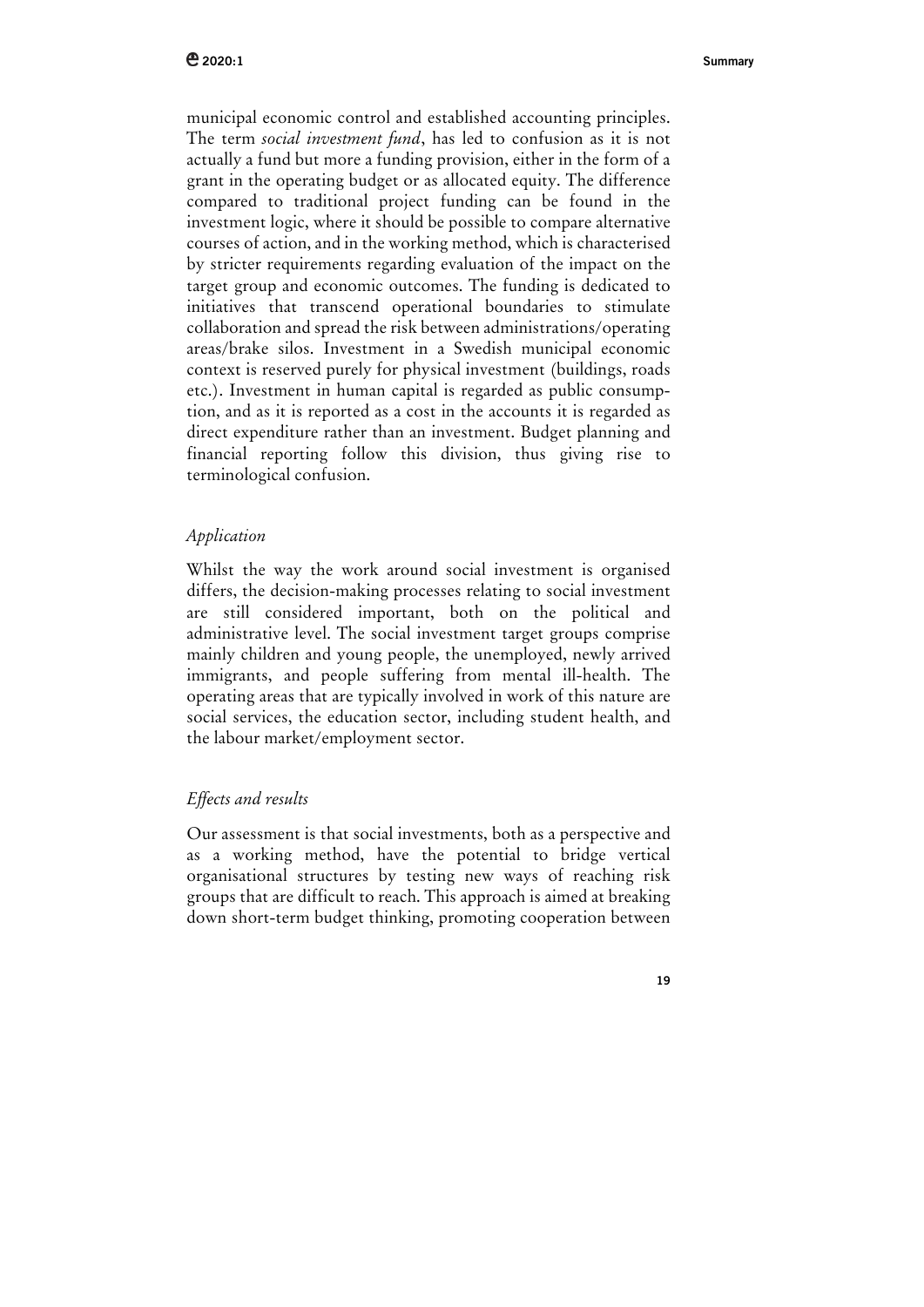municipal economic control and established accounting principles. The term *social investment fund*, has led to confusion as it is not actually a fund but more a funding provision, either in the form of a grant in the operating budget or as allocated equity. The difference compared to traditional project funding can be found in the investment logic, where it should be possible to compare alternative courses of action, and in the working method, which is characterised by stricter requirements regarding evaluation of the impact on the target group and economic outcomes. The funding is dedicated to initiatives that transcend operational boundaries to stimulate collaboration and spread the risk between administrations/operating areas/brake silos. Investment in a Swedish municipal economic context is reserved purely for physical investment (buildings, roads etc.). Investment in human capital is regarded as public consumption, and as it is reported as a cost in the accounts it is regarded as direct expenditure rather than an investment. Budget planning and financial reporting follow this division, thus giving rise to terminological confusion.

### *Application*

Whilst the way the work around social investment is organised differs, the decision-making processes relating to social investment are still considered important, both on the political and administrative level. The social investment target groups comprise mainly children and young people, the unemployed, newly arrived immigrants, and people suffering from mental ill-health. The operating areas that are typically involved in work of this nature are social services, the education sector, including student health, and the labour market/employment sector.

### *Effects and results*

Our assessment is that social investments, both as a perspective and as a working method, have the potential to bridge vertical organisational structures by testing new ways of reaching risk groups that are difficult to reach. This approach is aimed at breaking down short-term budget thinking, promoting cooperation between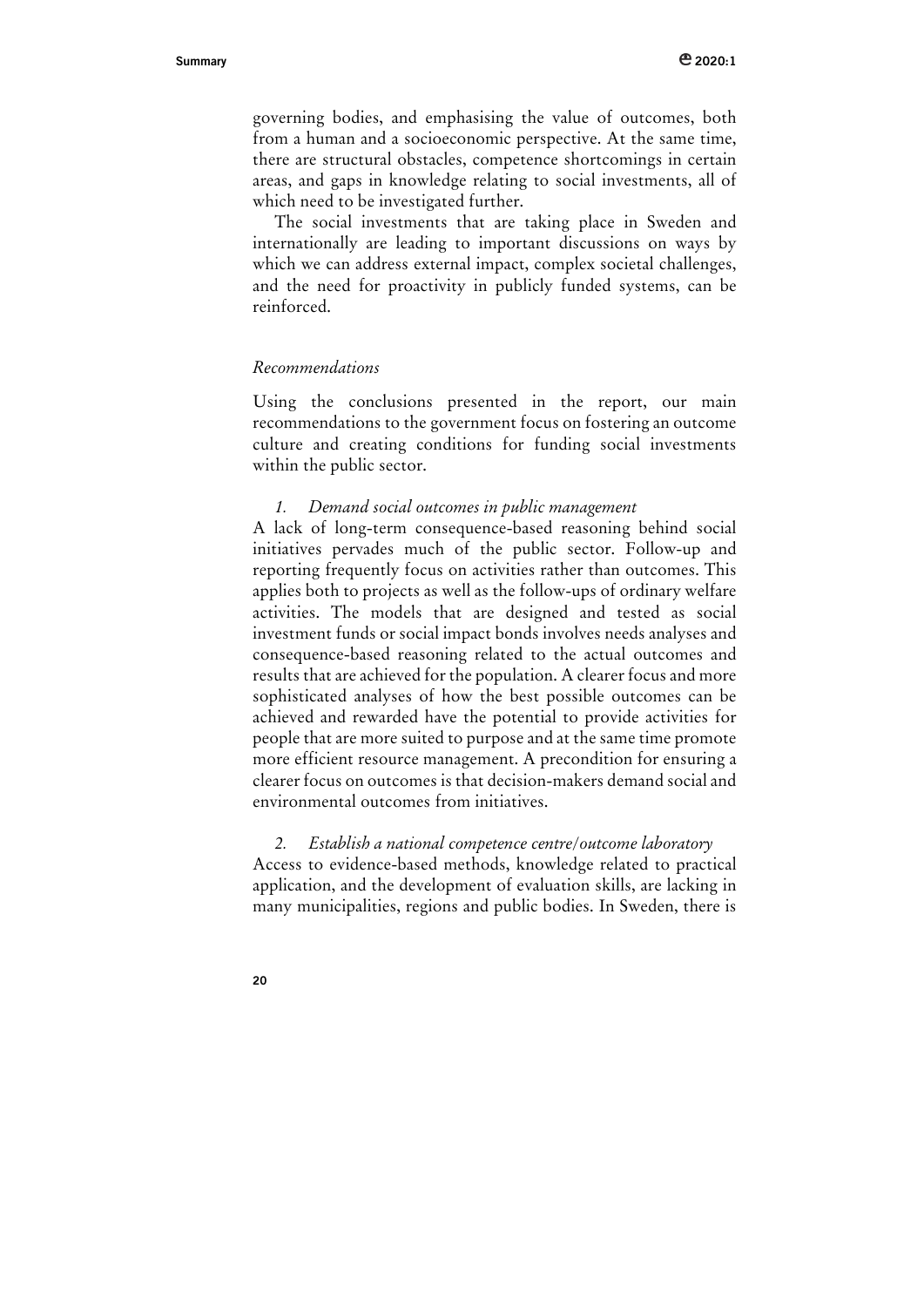governing bodies, and emphasising the value of outcomes, both from a human and a socioeconomic perspective. At the same time, there are structural obstacles, competence shortcomings in certain areas, and gaps in knowledge relating to social investments, all of which need to be investigated further.

The social investments that are taking place in Sweden and internationally are leading to important discussions on ways by which we can address external impact, complex societal challenges, and the need for proactivity in publicly funded systems, can be reinforced.

*Recommendations*

Using the conclusions presented in the report, our main recommendations to the government focus on fostering an outcome culture and creating conditions for funding social investments within the public sector.

*1. Demand social outcomes in public management*

A lack of long-term consequence-based reasoning behind social initiatives pervades much of the public sector. Follow-up and reporting frequently focus on activities rather than outcomes. This applies both to projects as well as the follow-ups of ordinary welfare activities. The models that are designed and tested as social investment funds or social impact bonds involves needs analyses and consequence-based reasoning related to the actual outcomes and results that are achieved for the population. A clearer focus and more sophisticated analyses of how the best possible outcomes can be achieved and rewarded have the potential to provide activities for people that are more suited to purpose and at the same time promote more efficient resource management. A precondition for ensuring a clearer focus on outcomes is that decision-makers demand social and environmental outcomes from initiatives.

*2. Establish a national competence centre/outcome laboratory*

Access to evidence-based methods, knowledge related to practical application, and the development of evaluation skills, are lacking in many municipalities, regions and public bodies. In Sweden, there is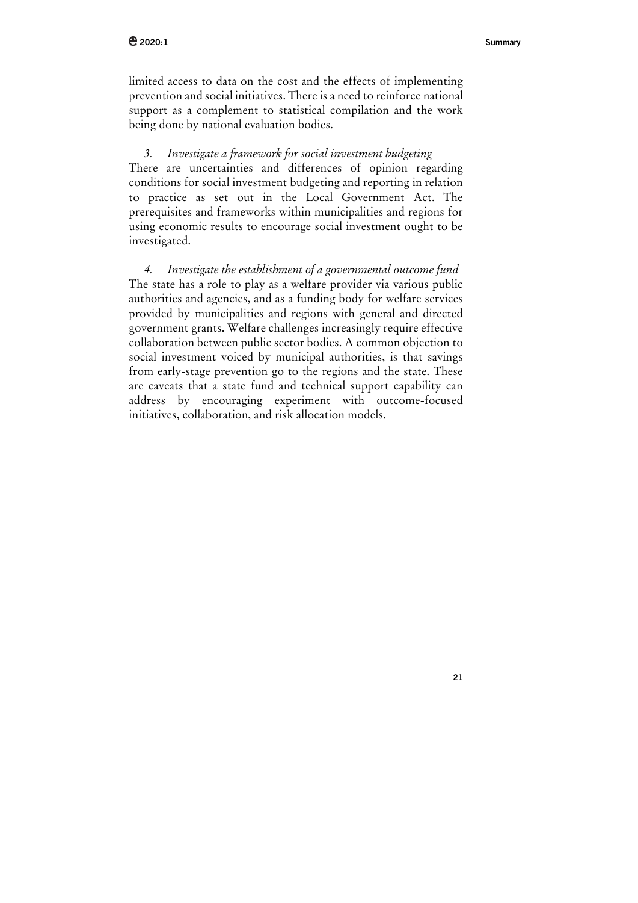limited access to data on the cost and the effects of implementing prevention and social initiatives. There is a need to reinforce national support as a complement to statistical compilation and the work being done by national evaluation bodies.

*3. Investigate a framework for social investment budgeting*

There are uncertainties and differences of opinion regarding conditions for social investment budgeting and reporting in relation to practice as set out in the Local Government Act. The prerequisites and frameworks within municipalities and regions for using economic results to encourage social investment ought to be investigated.

*4. Investigate the establishment of a governmental outcome fund*

The state has a role to play as a welfare provider via various public authorities and agencies, and as a funding body for welfare services provided by municipalities and regions with general and directed government grants. Welfare challenges increasingly require effective collaboration between public sector bodies. A common objection to social investment voiced by municipal authorities, is that savings from early-stage prevention go to the regions and the state. These are caveats that a state fund and technical support capability can address by encouraging experiment with outcome-focused initiatives, collaboration, and risk allocation models.